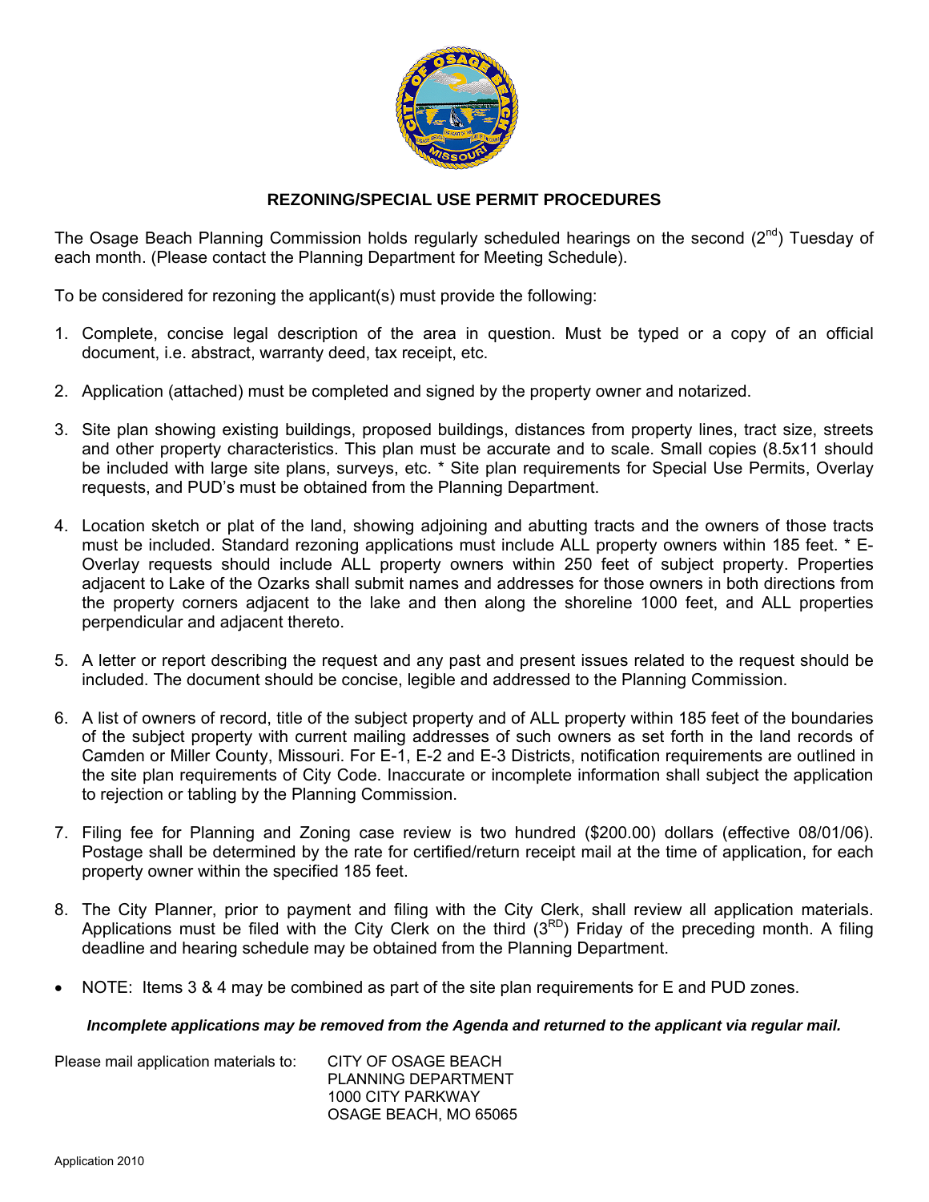# REZONING/SPECIAL USE PERMIT PROCEDURES

The Osage Beach Planning Commission holds regularly scheduled hearings on the second (2nd) Tuesday of each month. (Please contact the Planning Department for Meeting Schedule).

To be considered for rezoning the applicant(s) must provide the following:

1. Complete, concise legal description of the area in question. Must be typed or a copy of an official document, i.e. abstract, warranty deed, tax receipt, etc.

2. Application (attached) must be completed and signed by the property owner and notarized.

3. Site plan showing existing buildings, proposed buildings, distances from property lines, tract size, streets and other property characteristics. This plan must be accurate and to scale. Small copies (8.5x11 should be included with large site plans, surveys, etc. * Site plan requirements for Special Use Permits, Overlay requests, and PUD's must be obtained from the Planning Department.

4. Location sketch or plat of the land, showing adjoining and abutting tracts and the owners of those tracts must be included. Standard rezoning applications must include ALL property owners within 185 feet. * E-Overlay requests should include ALL property owners within 250 feet of subject property. Properties adjacent to Lake of the Ozarks shall submit names and addresses for those owners in both directions from the property corners adjacent to the lake and then along the shoreline 1000 feet, and ALL properties perpendicular and adjacent thereto.

5. A letter or report describing the request and any past and present issues related to the request should be included. The document should be concise, legible and addressed to the Planning Commission.

6. A list of owners of record, title of the subject property and of ALL property within 185 feet of the boundaries of the subject property with current mailing addresses of such owners as set forth in the land records of Camden or Miller County, Missouri. For E-1, E-2 and E-3 Districts, notification requirements are outlined in the site plan requirements of City Code. Inaccurate or incomplete information shall subject the application to rejection or tabling by the Planning Commission.

7. Filing fee for Planning and Zoning case review is two hundred ($200.00) dollars (effective 08/01/06). Postage shall be determined by the rate for certified/return receipt mail at the time of application, for each property owner within the specified 185 feet.

8. The City Planner, prior to payment and filing with the City Clerk, shall review all application materials. Applications must be filed with the City Clerk on the third (3RD) Friday of the preceding month. A filing deadline and hearing schedule may be obtained from the Planning Department.

- NOTE: Items 3 & 4 may be combined as part of the site plan requirements for E and PUD zones.

***Incomplete applications may be removed from the Agenda and returned to the applicant via regular mail.***

Please mail application materials to:

CITY OF OSAGE BEACH
PLANNING DEPARTMENT
1000 CITY PARKWAY
OSAGE BEACH, MO 65065

Application 2010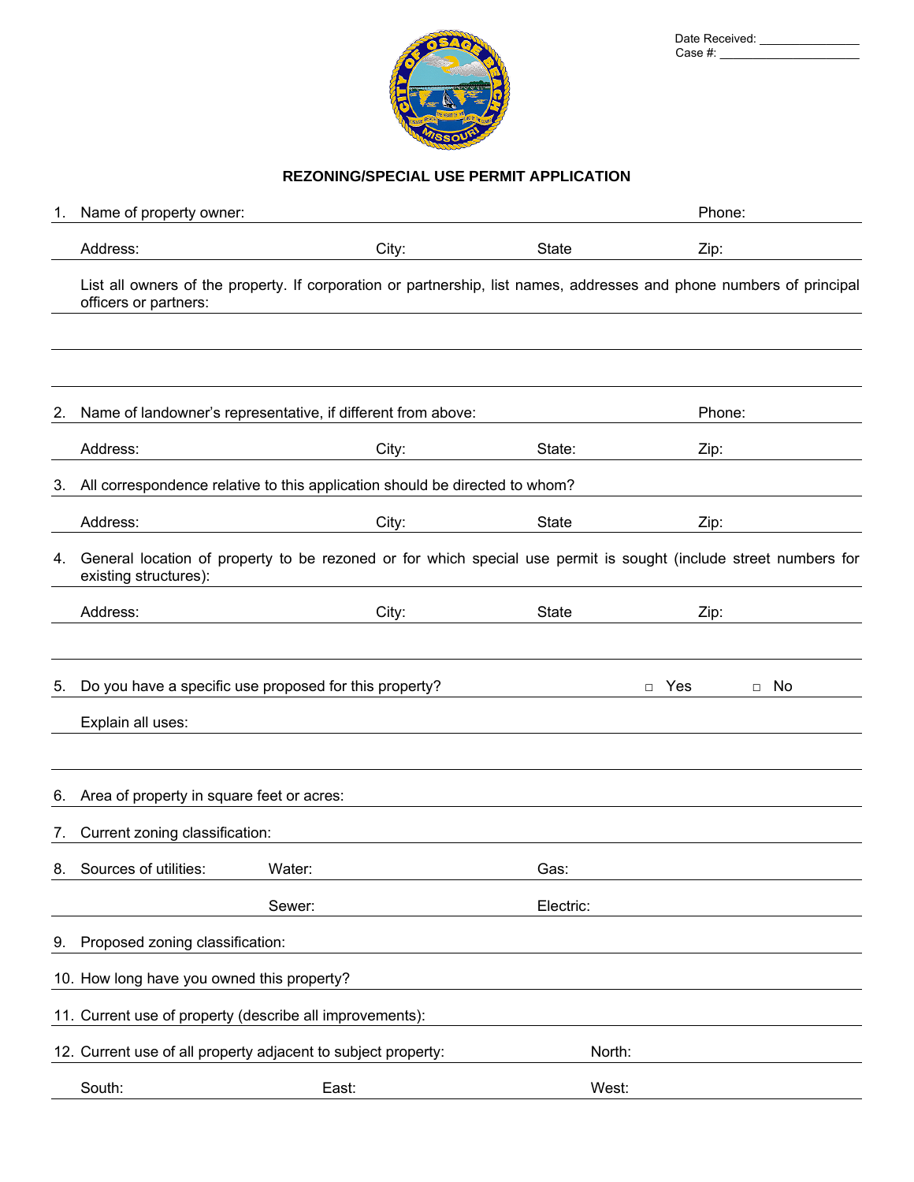Date Received: _______________
Case #: ____________________

# REZONING/SPECIAL USE PERMIT APPLICATION

1. Name of property owner: ______________________ Phone: ______________

   Address: ______________ City: ______________ State ______________ Zip: ______________

   List all owners of the property. If corporation or partnership, list names, addresses and phone numbers of principal officers or partners:

   ________________________________________________________________

   ________________________________________________________________

   ________________________________________________________________

2. Name of landowner's representative, if different from above: ______________ Phone: ______________

   Address: ______________ City: ______________ State: ______________ Zip: ______________

3. All correspondence relative to this application should be directed to whom? ______________

   Address: ______________ City: ______________ State ______________ Zip: ______________

4. General location of property to be rezoned or for which special use permit is sought (include street numbers for existing structures):

   Address: ______________ City: ______________ State ______________ Zip: ______________

   ________________________________________________________________

5. Do you have a specific use proposed for this property? ☐ Yes ☐ No

   Explain all uses: ______________________________________________

   ________________________________________________________________

6. Area of property in square feet or acres: ______________

7. Current zoning classification: ______________

8. Sources of utilities: Water: ______________ Gas: ______________

   Sewer: ______________ Electric: ______________

9. Proposed zoning classification: ______________

10. How long have you owned this property? ______________

11. Current use of property (describe all improvements): ______________

12. Current use of all property adjacent to subject property: North: ______________

    South: ______________ East: ______________ West: ______________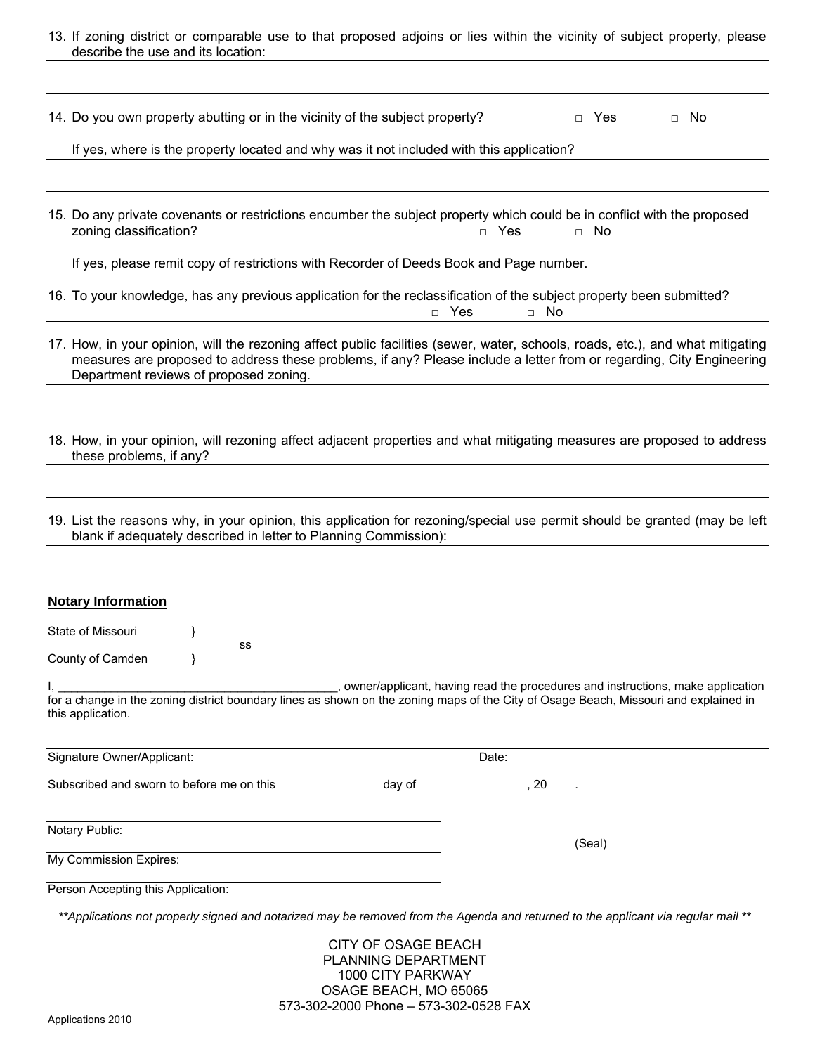13. If zoning district or comparable use to that proposed adjoins or lies within the vicinity of subject property, please describe the use and its location:

14. Do you own property abutting or in the vicinity of the subject property? □ Yes □ No

    If yes, where is the property located and why was it not included with this application?

15. Do any private covenants or restrictions encumber the subject property which could be in conflict with the proposed zoning classification? □ Yes □ No

    If yes, please remit copy of restrictions with Recorder of Deeds Book and Page number.

16. To your knowledge, has any previous application for the reclassification of the subject property been submitted? □ Yes □ No

17. How, in your opinion, will the rezoning affect public facilities (sewer, water, schools, roads, etc.), and what mitigating measures are proposed to address these problems, if any? Please include a letter from or regarding, City Engineering Department reviews of proposed zoning.

18. How, in your opinion, will rezoning affect adjacent properties and what mitigating measures are proposed to address these problems, if any?

19. List the reasons why, in your opinion, this application for rezoning/special use permit should be granted (may be left blank if adequately described in letter to Planning Commission):

**Notary Information**

State of Missouri }
ss
County of Camden }

I, ________________________________________, owner/applicant, having read the procedures and instructions, make application for a change in the zoning district boundary lines as shown on the zoning maps of the City of Osage Beach, Missouri and explained in this application.

Signature Owner/Applicant: Date:

Subscribed and sworn to before me on this day of , 20 .

Notary Public:

My Commission Expires:

(Seal)

Person Accepting this Application:

*\*\*Applications not properly signed and notarized may be removed from the Agenda and returned to the applicant via regular mail \*\**

CITY OF OSAGE BEACH
PLANNING DEPARTMENT
1000 CITY PARKWAY
OSAGE BEACH, MO 65065
573-302-2000 Phone – 573-302-0528 FAX

Applications 2010